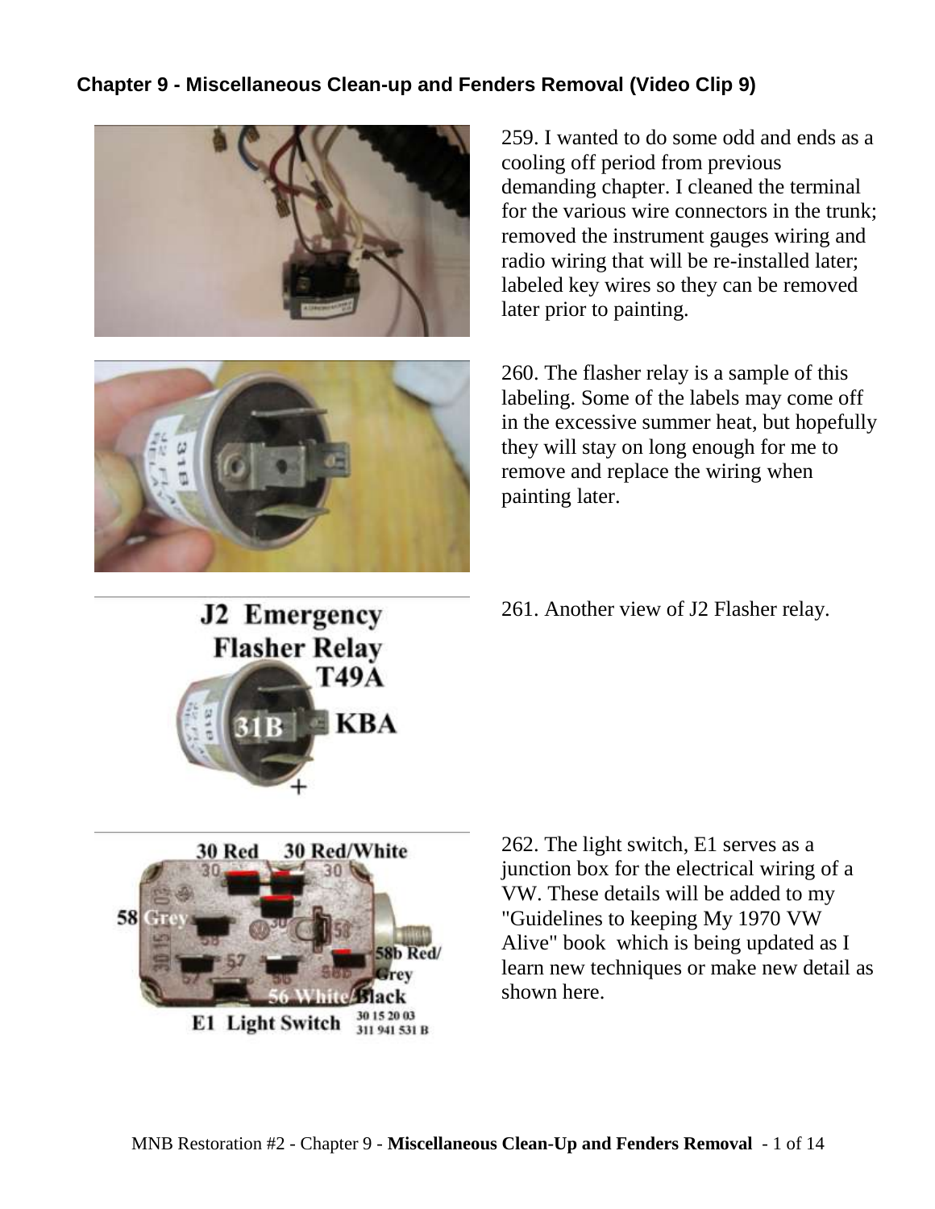**Chapter 9 - Miscellaneous Clean-up and Fenders Removal (Video Clip 9)**

259. I wanted to do some odd and ends as a cooling off period from previous demanding chapter. I cleaned the terminal for the various wire connectors in the trunk; removed the instrument gauges wiring and radio wiring that will be re-installed later; labeled key wires so they can be removed later prior to painting.

260. The flasher relay is a sample of this labeling. Some of the labels may come off in the excessive summer heat, but hopefully they will stay on long enough for me to remove and replace the wiring when painting later.

261. Another view of J2 Flasher relay.

262. The light switch, E1 serves as a junction box for the electrical wiring of a VW. These details will be added to my "Guidelines to keeping My 1970 VW Alive" book which is being updated as I learn new techniques or make new detail as shown here.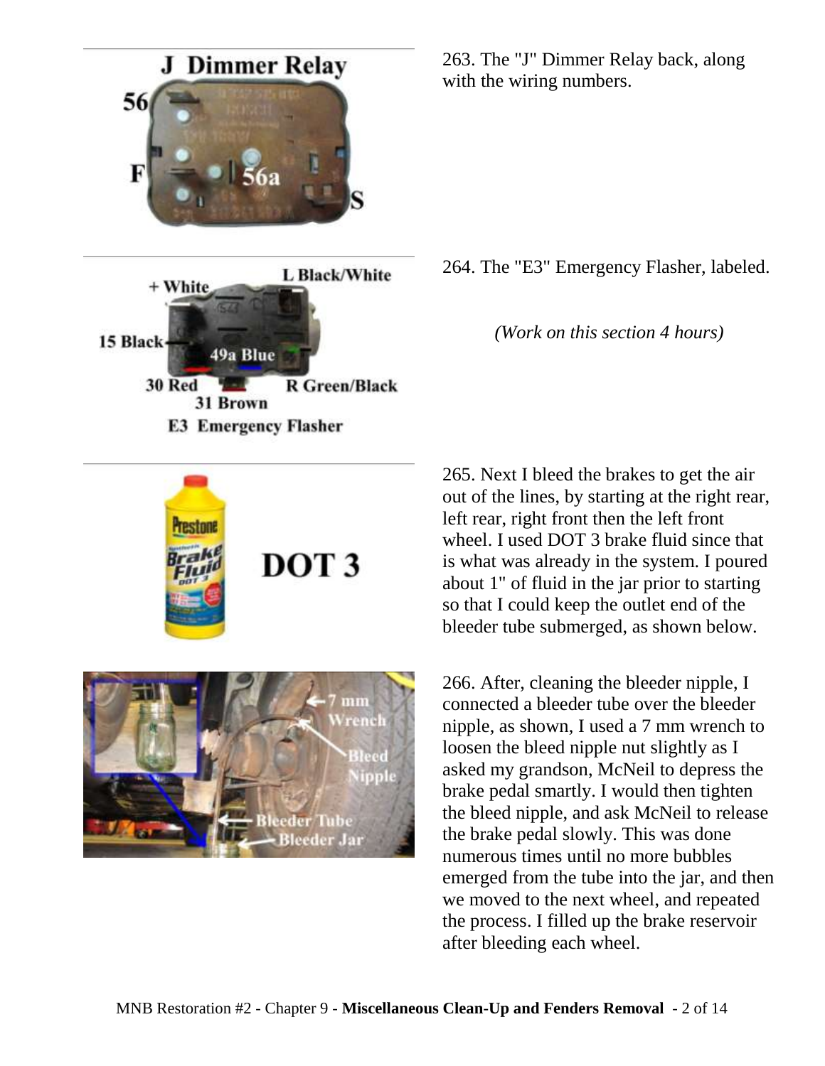263. The "J" Dimmer Relay back, along with the wiring numbers.

264. The "E3" Emergency Flasher, labeled.

*(Work on this section 4 hours)*

265. Next I bleed the brakes to get the air out of the lines, by starting at the right rear, left rear, right front then the left front wheel. I used DOT 3 brake fluid since that is what was already in the system. I poured about 1" of fluid in the jar prior to starting so that I could keep the outlet end of the bleeder tube submerged, as shown below.

266. After, cleaning the bleeder nipple, I connected a bleeder tube over the bleeder nipple, as shown, I used a 7 mm wrench to loosen the bleed nipple nut slightly as I asked my grandson, McNeil to depress the brake pedal smartly. I would then tighten the bleed nipple, and ask McNeil to release the brake pedal slowly. This was done numerous times until no more bubbles emerged from the tube into the jar, and then we moved to the next wheel, and repeated the process. I filled up the brake reservoir after bleeding each wheel.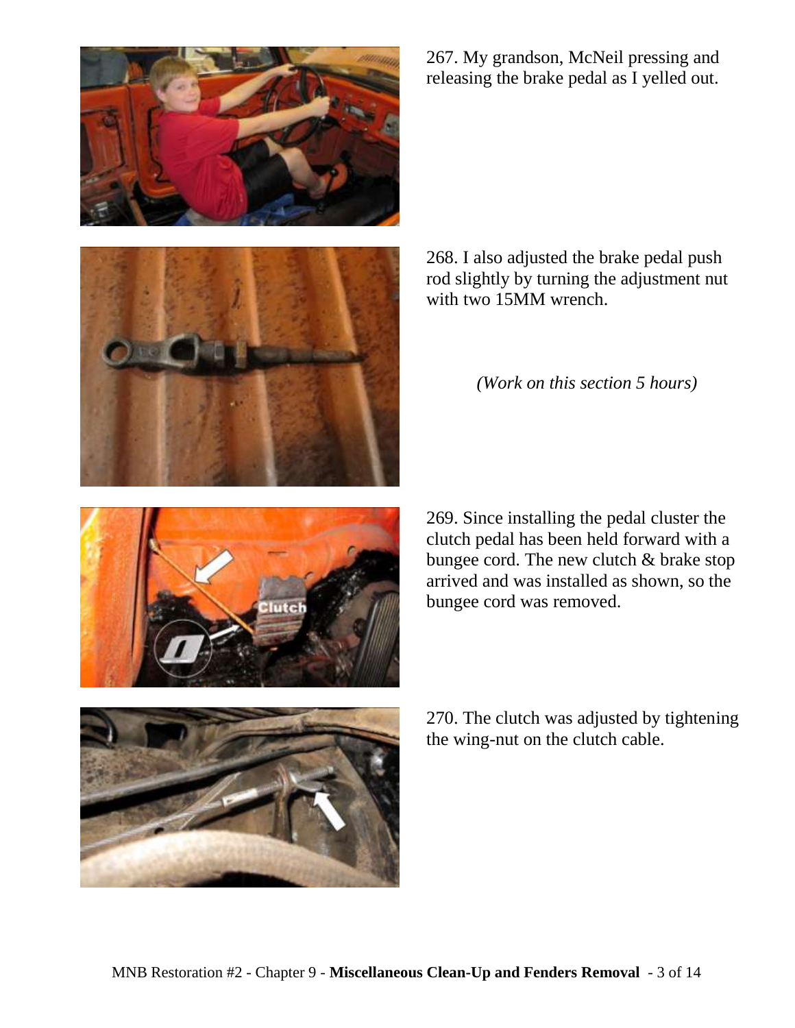267. My grandson, McNeil pressing and releasing the brake pedal as I yelled out.

268. I also adjusted the brake pedal push rod slightly by turning the adjustment nut with two 15MM wrench.

*(Work on this section 5 hours)*

269. Since installing the pedal cluster the clutch pedal has been held forward with a bungee cord. The new clutch & brake stop arrived and was installed as shown, so the bungee cord was removed.

270. The clutch was adjusted by tightening the wing-nut on the clutch cable.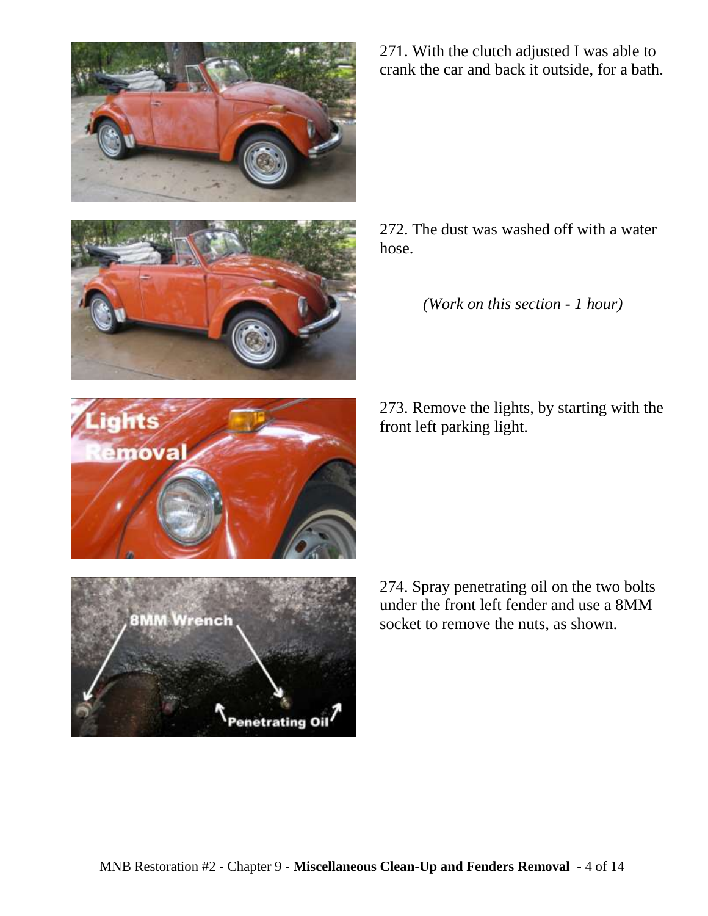271. With the clutch adjusted I was able to crank the car and back it outside, for a bath.

272. The dust was washed off with a water hose.

*(Work on this section - 1 hour)*

273. Remove the lights, by starting with the front left parking light.

274. Spray penetrating oil on the two bolts under the front left fender and use a 8MM socket to remove the nuts, as shown.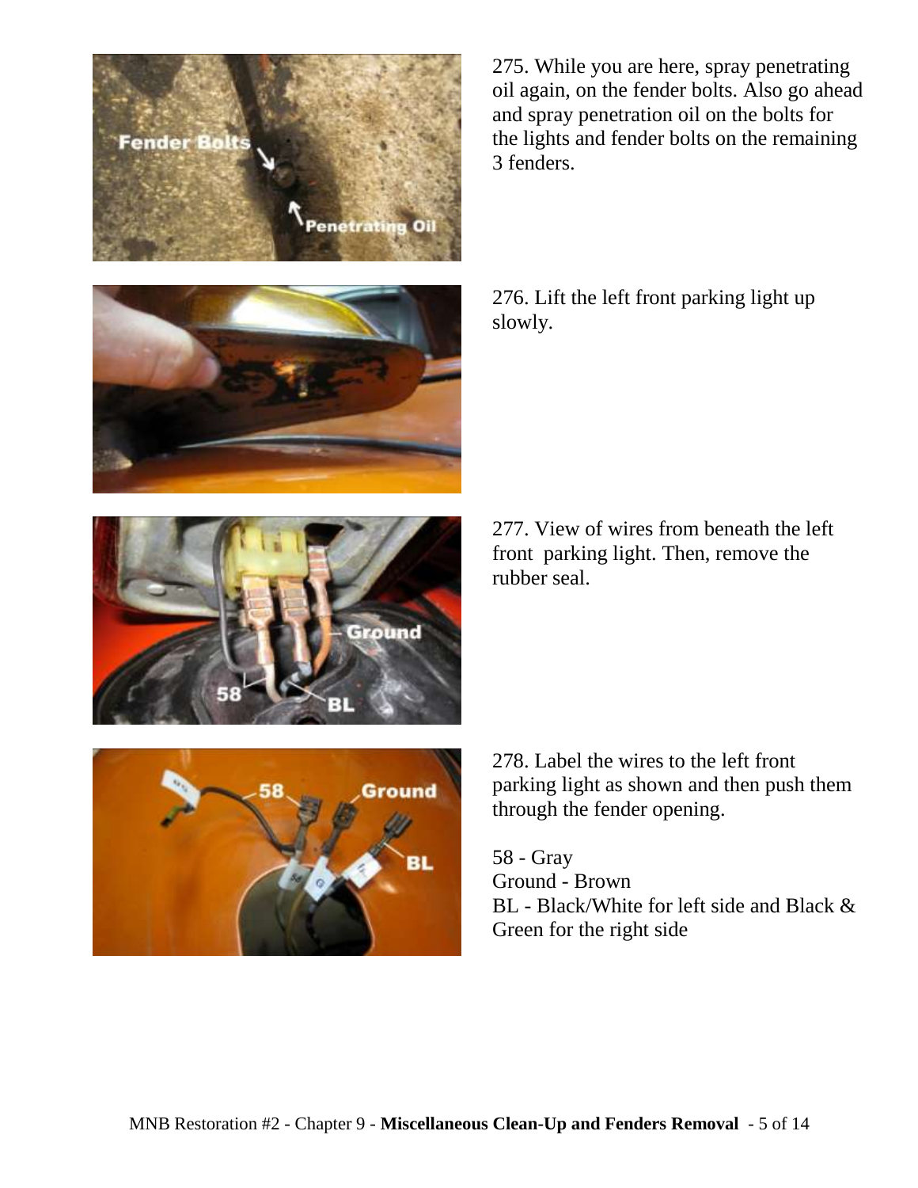275. While you are here, spray penetrating oil again, on the fender bolts. Also go ahead and spray penetration oil on the bolts for the lights and fender bolts on the remaining 3 fenders.

276. Lift the left front parking light up slowly.

277. View of wires from beneath the left front parking light. Then, remove the rubber seal.

278. Label the wires to the left front parking light as shown and then push them through the fender opening.

58 - Gray
Ground - Brown
BL - Black/White for left side and Black & Green for the right side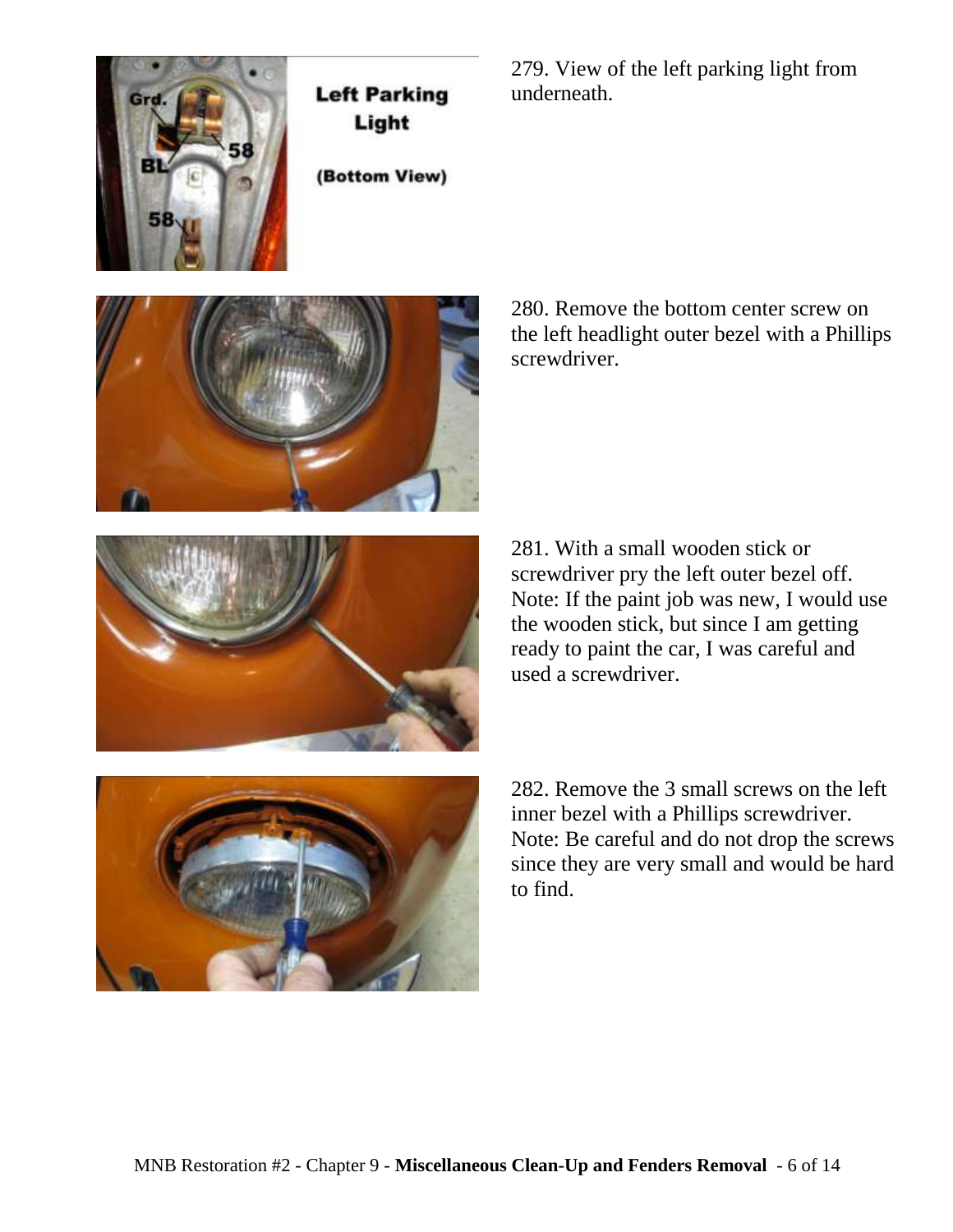279. View of the left parking light from underneath.

280. Remove the bottom center screw on the left headlight outer bezel with a Phillips screwdriver.

281. With a small wooden stick or screwdriver pry the left outer bezel off. Note: If the paint job was new, I would use the wooden stick, but since I am getting ready to paint the car, I was careful and used a screwdriver.

282. Remove the 3 small screws on the left inner bezel with a Phillips screwdriver. Note: Be careful and do not drop the screws since they are very small and would be hard to find.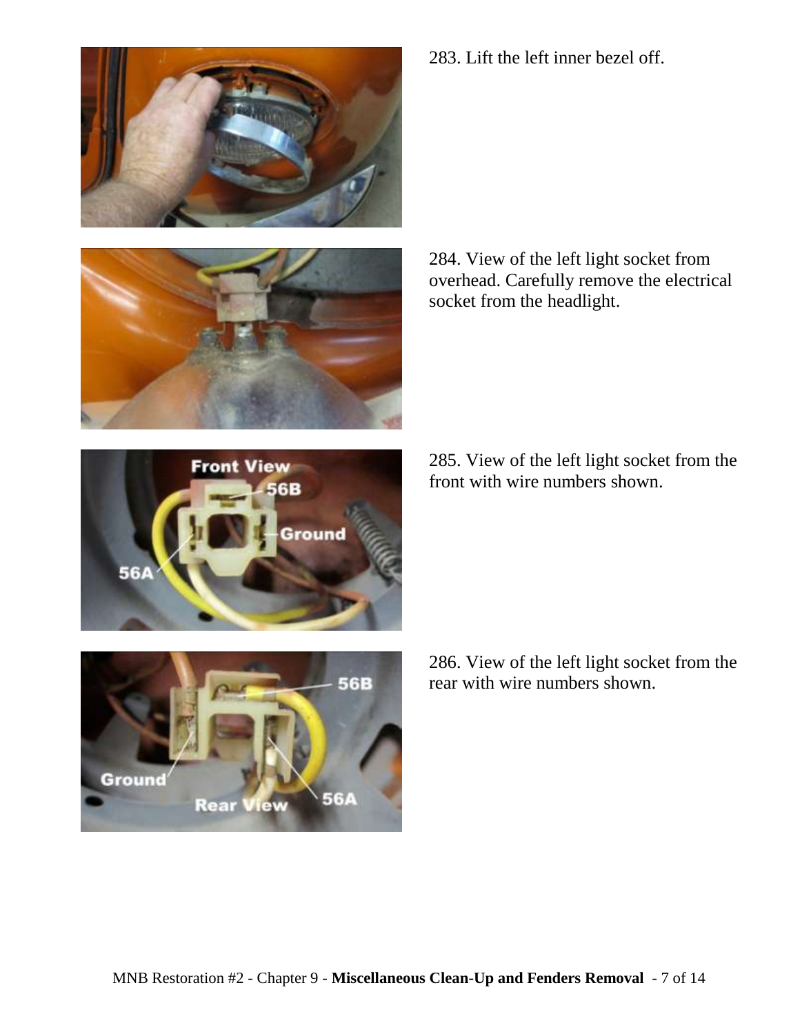283. Lift the left inner bezel off.

284. View of the left light socket from overhead. Carefully remove the electrical socket from the headlight.

285. View of the left light socket from the front with wire numbers shown.

286. View of the left light socket from the rear with wire numbers shown.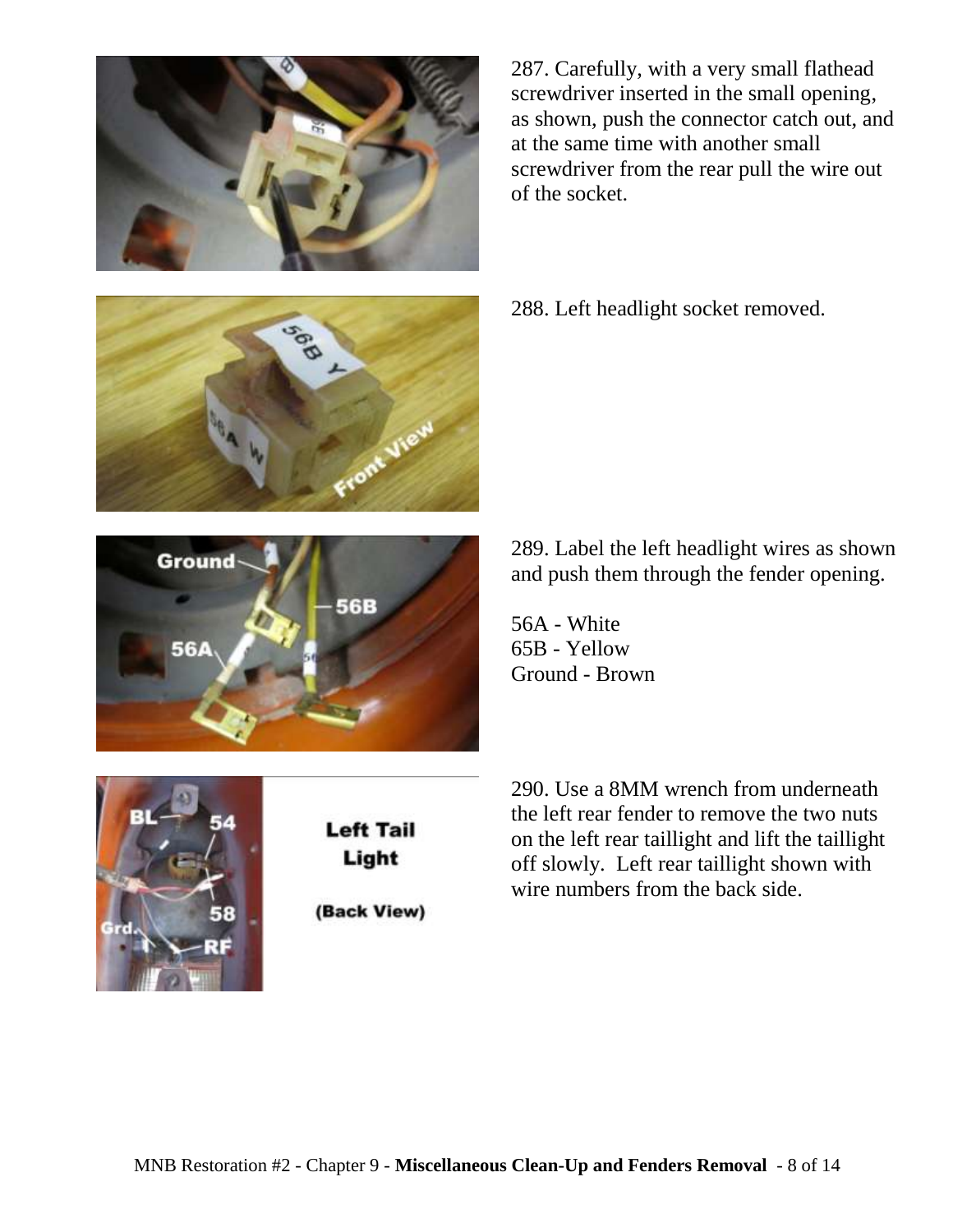287. Carefully, with a very small flathead screwdriver inserted in the small opening, as shown, push the connector catch out, and at the same time with another small screwdriver from the rear pull the wire out of the socket.

288. Left headlight socket removed.

289. Label the left headlight wires as shown and push them through the fender opening.

56A - White
65B - Yellow
Ground - Brown

290. Use a 8MM wrench from underneath the left rear fender to remove the two nuts on the left rear taillight and lift the taillight off slowly. Left rear taillight shown with wire numbers from the back side.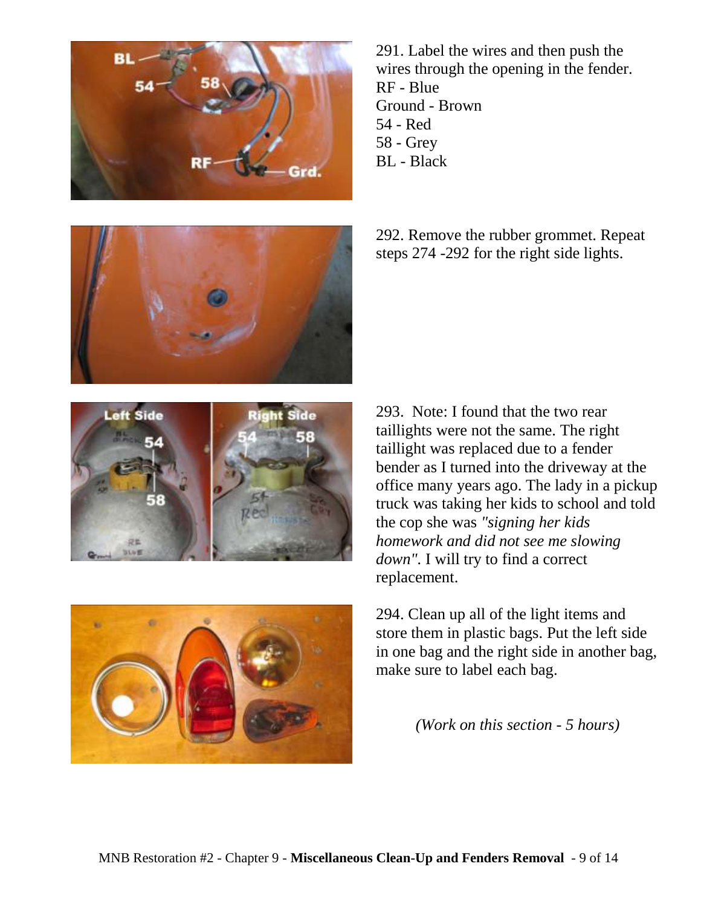291. Label the wires and then push the wires through the opening in the fender.
RF - Blue
Ground - Brown
54 - Red
58 - Grey
BL - Black

292. Remove the rubber grommet. Repeat steps 274 -292 for the right side lights.

293. Note: I found that the two rear taillights were not the same. The right taillight was replaced due to a fender bender as I turned into the driveway at the office many years ago. The lady in a pickup truck was taking her kids to school and told the cop she was *"signing her kids homework and did not see me slowing down"*. I will try to find a correct replacement.

294. Clean up all of the light items and store them in plastic bags. Put the left side in one bag and the right side in another bag, make sure to label each bag.

*(Work on this section - 5 hours)*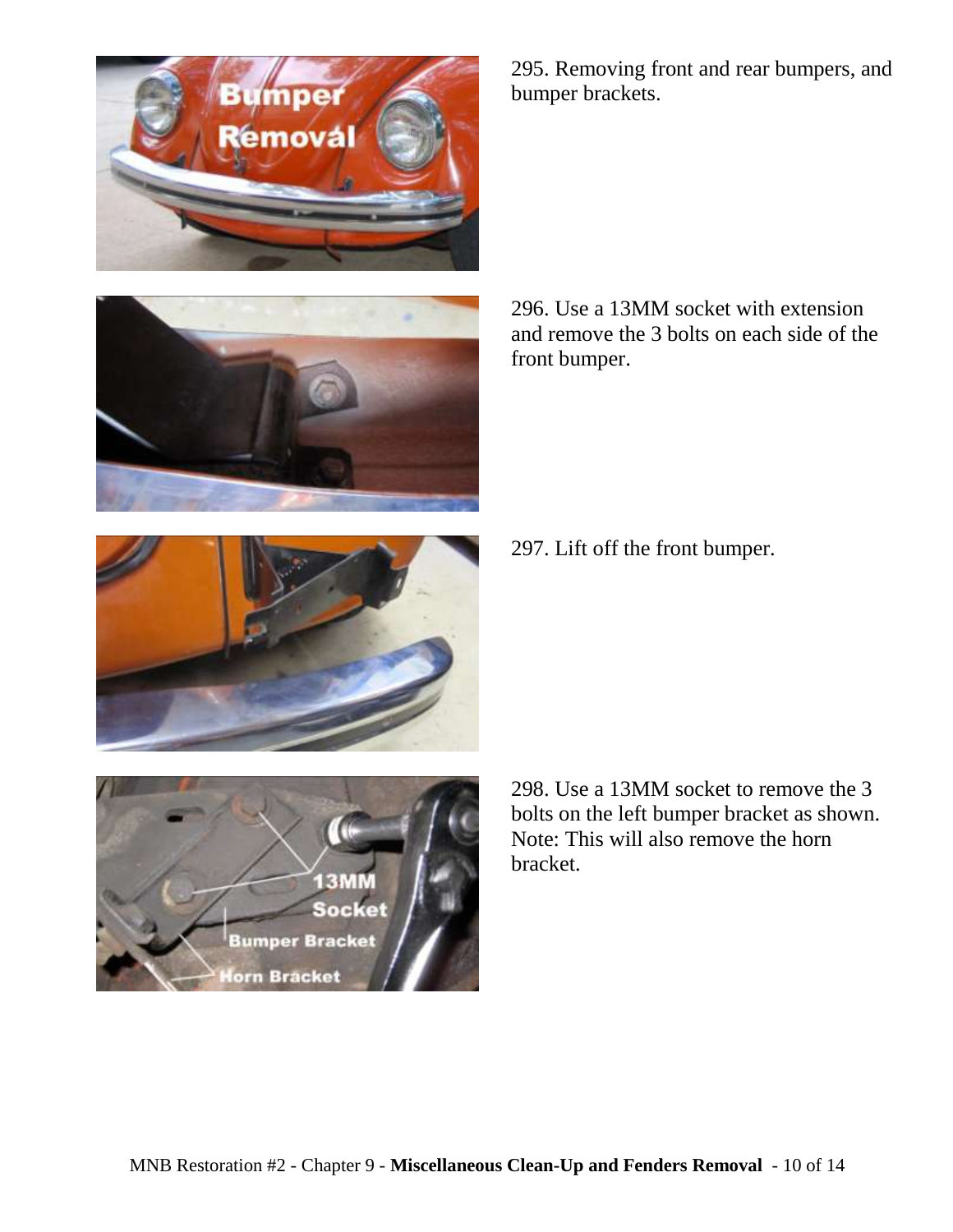295. Removing front and rear bumpers, and bumper brackets.

296. Use a 13MM socket with extension and remove the 3 bolts on each side of the front bumper.

297. Lift off the front bumper.

298. Use a 13MM socket to remove the 3 bolts on the left bumper bracket as shown. Note: This will also remove the horn bracket.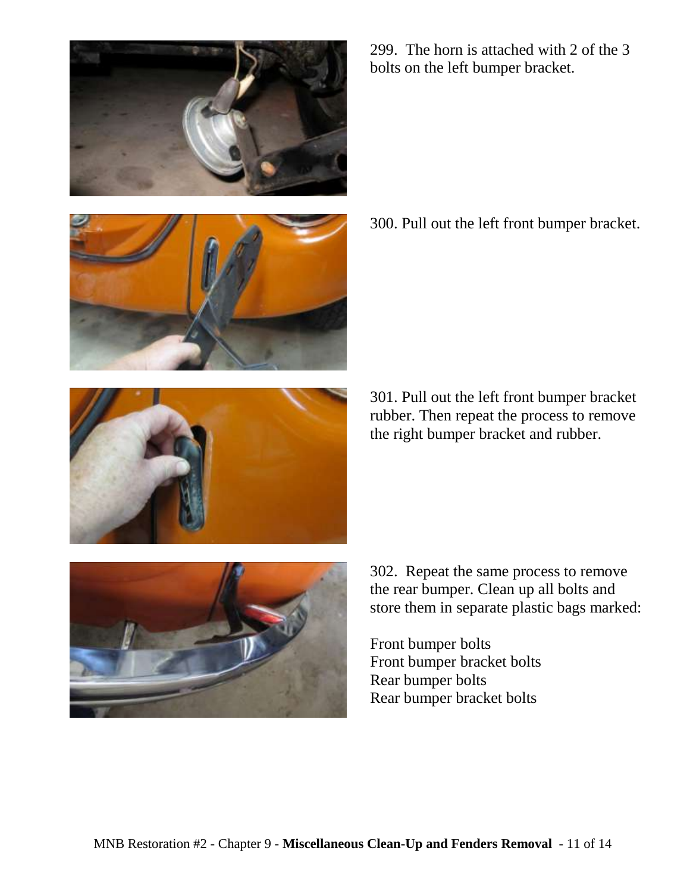299. The horn is attached with 2 of the 3 bolts on the left bumper bracket.

300. Pull out the left front bumper bracket.

301. Pull out the left front bumper bracket rubber. Then repeat the process to remove the right bumper bracket and rubber.

302. Repeat the same process to remove the rear bumper. Clean up all bolts and store them in separate plastic bags marked:

Front bumper bolts
Front bumper bracket bolts
Rear bumper bolts
Rear bumper bracket bolts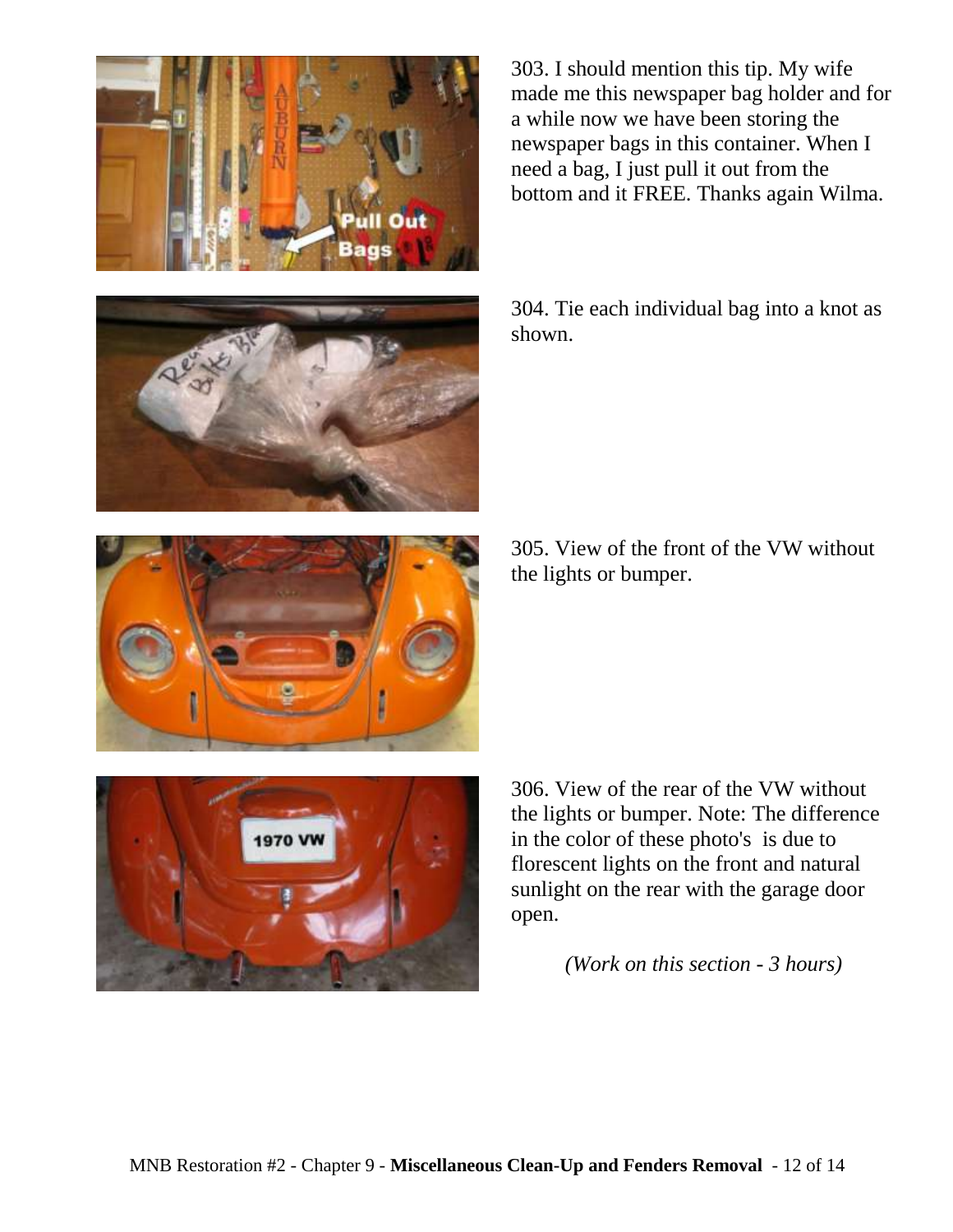303. I should mention this tip. My wife made me this newspaper bag holder and for a while now we have been storing the newspaper bags in this container. When I need a bag, I just pull it out from the bottom and it FREE. Thanks again Wilma.

304. Tie each individual bag into a knot as shown.

305. View of the front of the VW without the lights or bumper.

306. View of the rear of the VW without the lights or bumper. Note: The difference in the color of these photo's is due to florescent lights on the front and natural sunlight on the rear with the garage door open.

*(Work on this section - 3 hours)*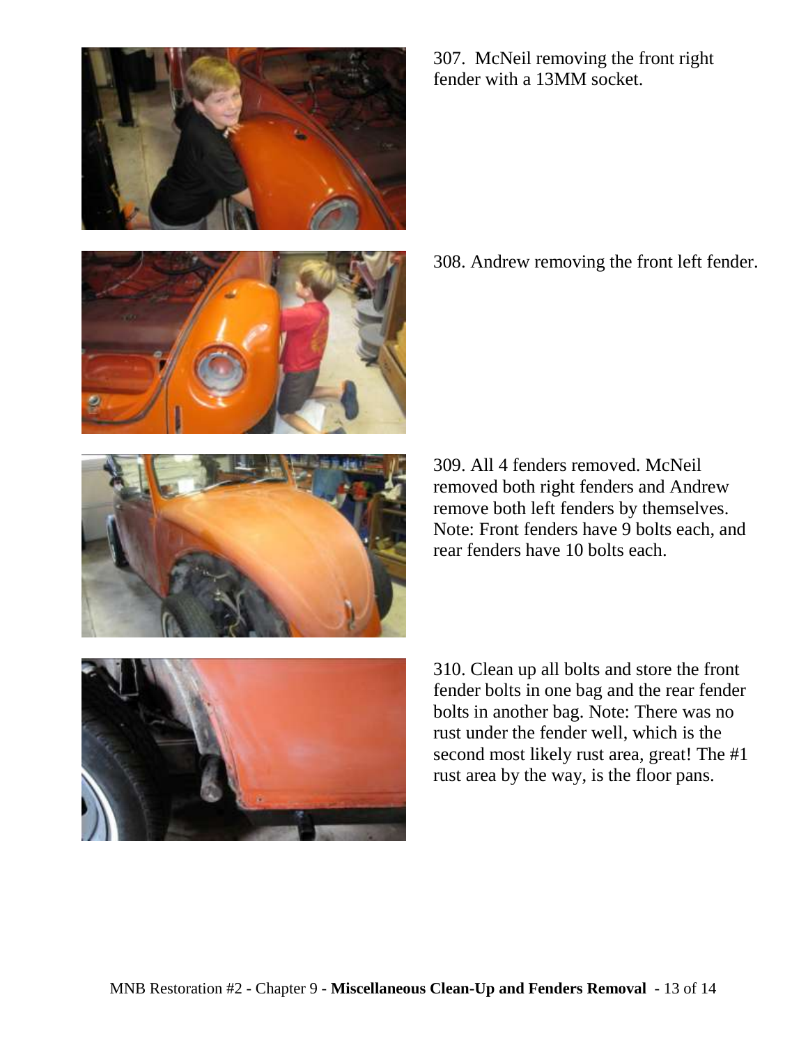307. McNeil removing the front right fender with a 13MM socket.

308. Andrew removing the front left fender.

309. All 4 fenders removed. McNeil removed both right fenders and Andrew remove both left fenders by themselves. Note: Front fenders have 9 bolts each, and rear fenders have 10 bolts each.

310. Clean up all bolts and store the front fender bolts in one bag and the rear fender bolts in another bag. Note: There was no rust under the fender well, which is the second most likely rust area, great! The #1 rust area by the way, is the floor pans.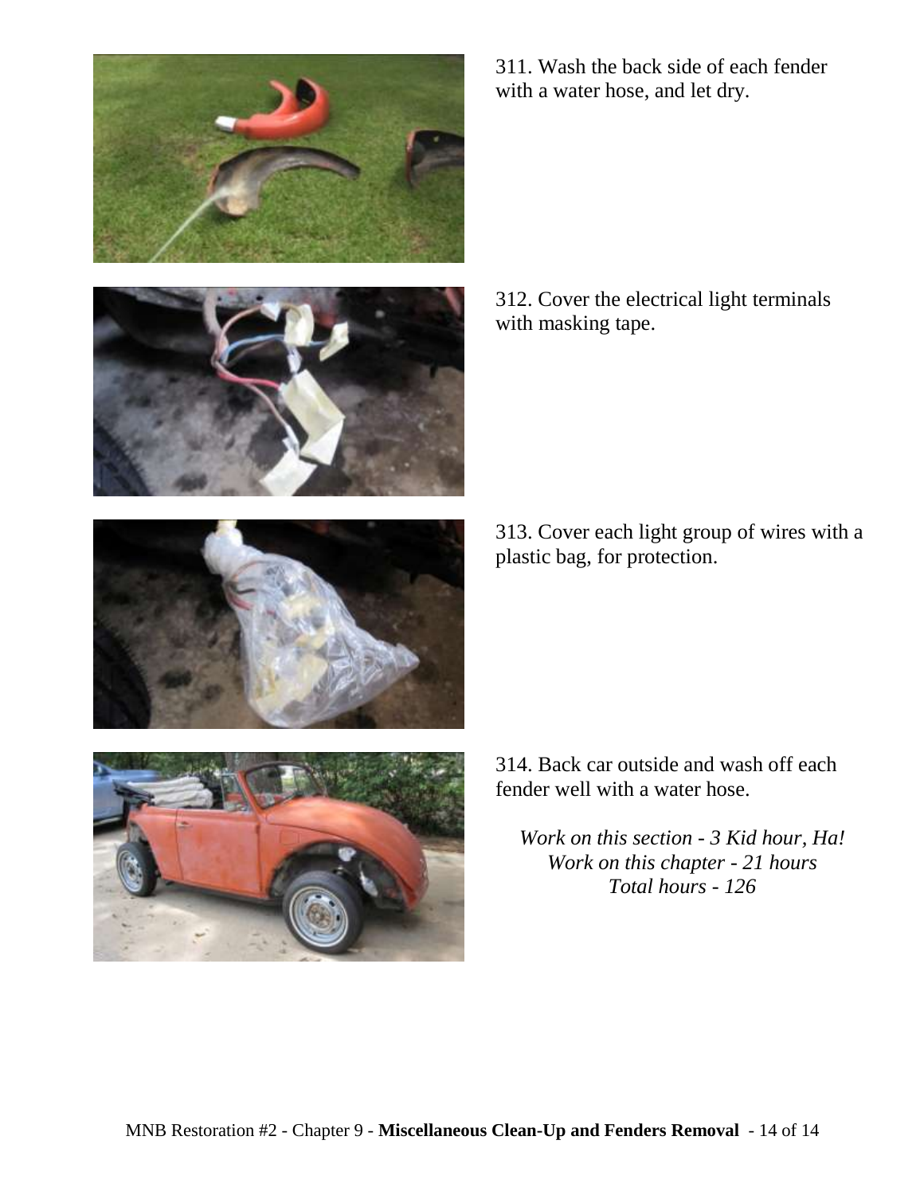311. Wash the back side of each fender with a water hose, and let dry.

312. Cover the electrical light terminals with masking tape.

313. Cover each light group of wires with a plastic bag, for protection.

314. Back car outside and wash off each fender well with a water hose.

*Work on this section - 3 Kid hour, Ha!*
*Work on this chapter - 21 hours*
*Total hours - 126*